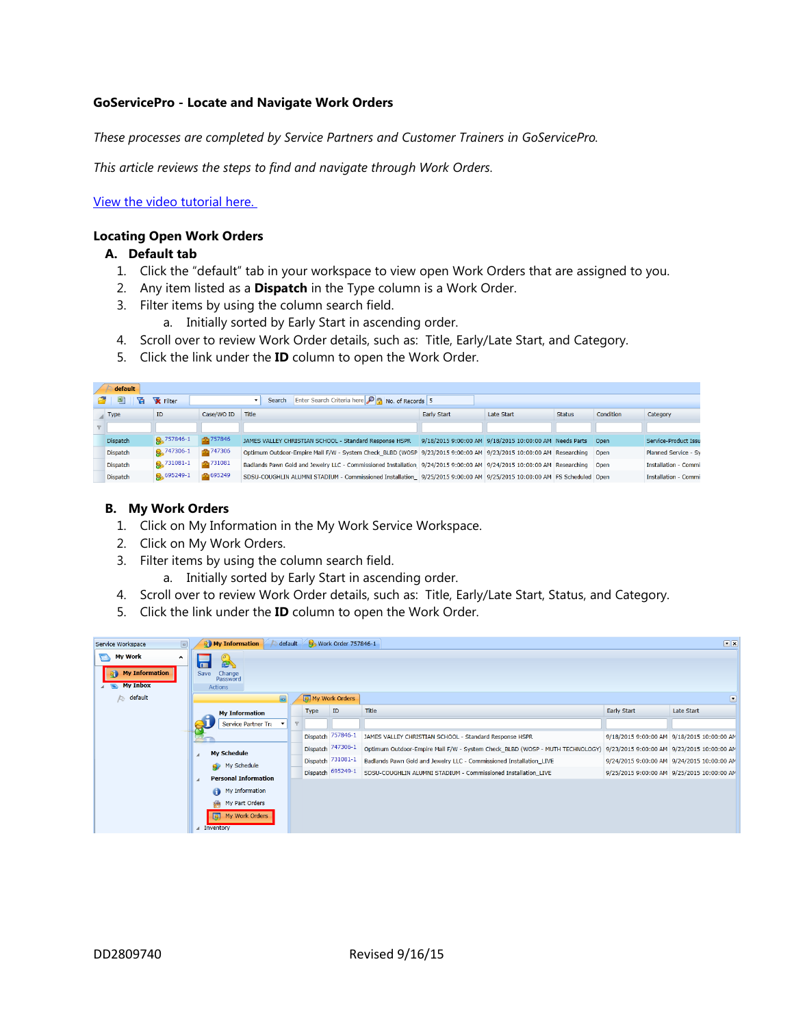**GoServicePro - Locate and Navigate Work Orders**

*These processes are completed by Service Partners and Customer Trainers in GoServicePro.*

*This article reviews the steps to find and navigate through Work Orders.*

[View the video tutorial here.](#)

## Locating Open Work Orders

### A. Default tab

1. Click the "default" tab in your workspace to view open Work Orders that are assigned to you.
2. Any item listed as a **Dispatch** in the Type column is a Work Order.
3. Filter items by using the column search field.
   a. Initially sorted by Early Start in ascending order.
4. Scroll over to review Work Order details, such as: Title, Early/Late Start, and Category.
5. Click the link under the **ID** column to open the Work Order.

### B. My Work Orders

1. Click on My Information in the My Work Service Workspace.
2. Click on My Work Orders.
3. Filter items by using the column search field.
   a. Initially sorted by Early Start in ascending order.
4. Scroll over to review Work Order details, such as: Title, Early/Late Start, Status, and Category.
5. Click the link under the **ID** column to open the Work Order.

DD2809740 Revised 9/16/15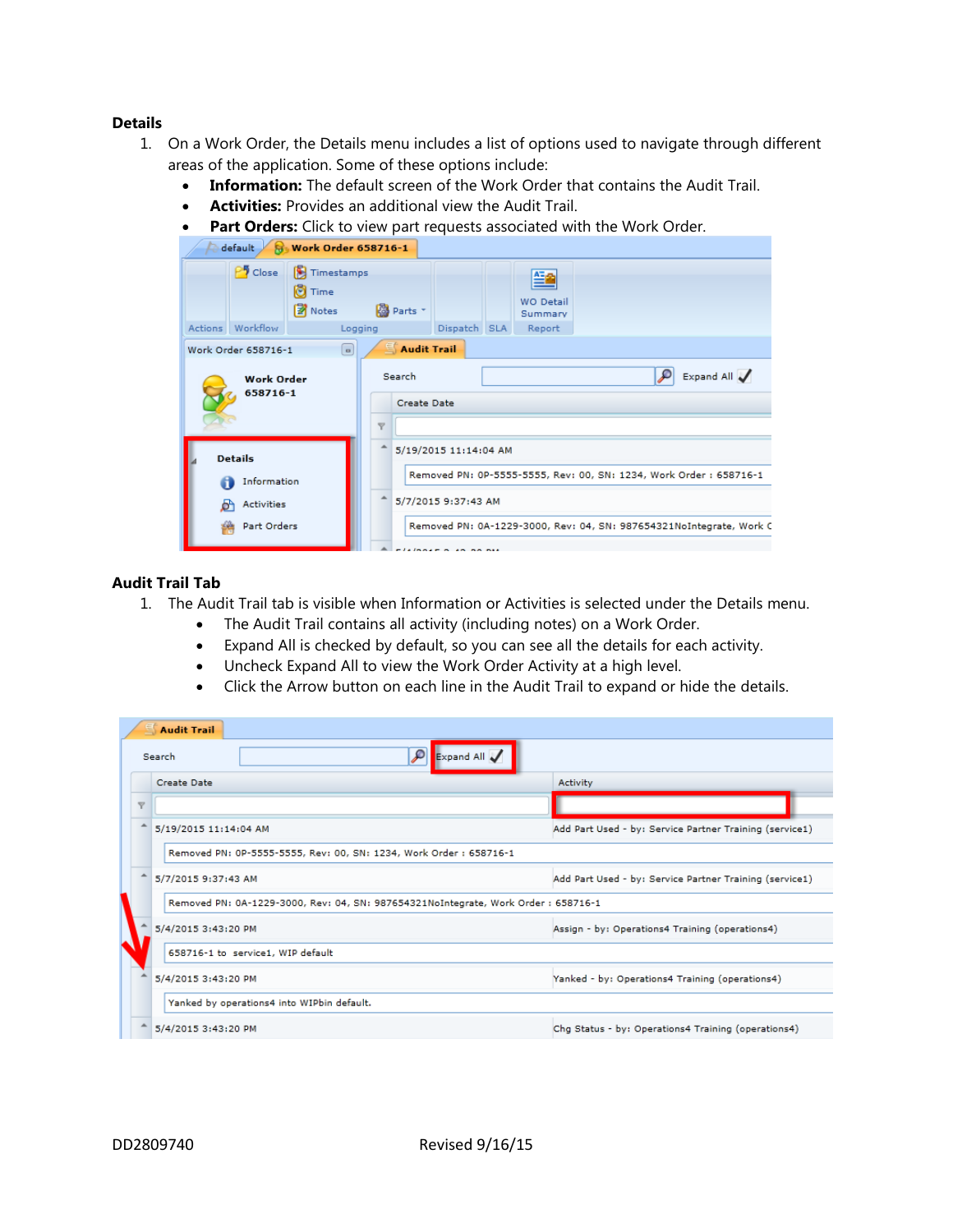## Details

1. On a Work Order, the Details menu includes a list of options used to navigate through different areas of the application. Some of these options include:
   - **Information:** The default screen of the Work Order that contains the Audit Trail.
   - **Activities:** Provides an additional view the Audit Trail.
   - **Part Orders:** Click to view part requests associated with the Work Order.

## Audit Trail Tab

1. The Audit Trail tab is visible when Information or Activities is selected under the Details menu.
   - The Audit Trail contains all activity (including notes) on a Work Order.
   - Expand All is checked by default, so you can see all the details for each activity.
   - Uncheck Expand All to view the Work Order Activity at a high level.
   - Click the Arrow button on each line in the Audit Trail to expand or hide the details.

DD2809740 Revised 9/16/15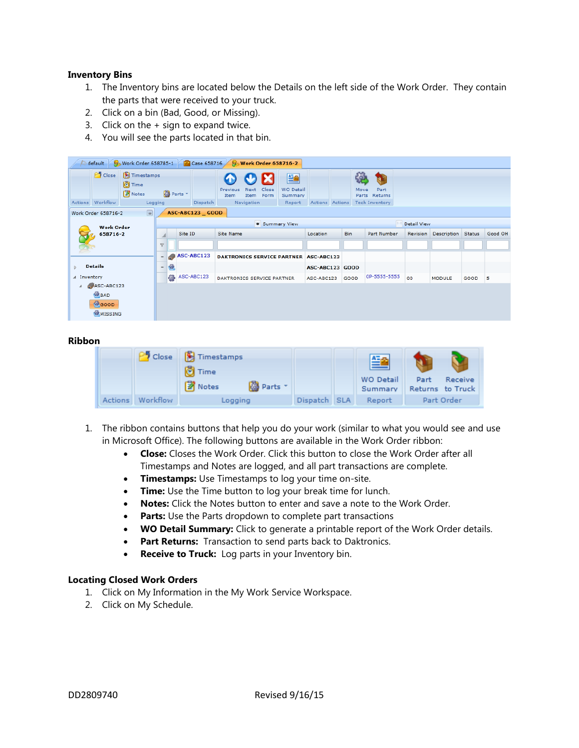### Inventory Bins

1. The Inventory bins are located below the Details on the left side of the Work Order. They contain the parts that were received to your truck.
2. Click on a bin (Bad, Good, or Missing).
3. Click on the + sign to expand twice.
4. You will see the parts located in that bin.

### Ribbon

1. The ribbon contains buttons that help you do your work (similar to what you would see and use in Microsoft Office). The following buttons are available in the Work Order ribbon:
   - **Close:** Closes the Work Order. Click this button to close the Work Order after all Timestamps and Notes are logged, and all part transactions are complete.
   - **Timestamps:** Use Timestamps to log your time on-site.
   - **Time:** Use the Time button to log your break time for lunch.
   - **Notes:** Click the Notes button to enter and save a note to the Work Order.
   - **Parts:** Use the Parts dropdown to complete part transactions
   - **WO Detail Summary:** Click to generate a printable report of the Work Order details.
   - **Part Returns:** Transaction to send parts back to Daktronics.
   - **Receive to Truck:** Log parts in your Inventory bin.

### Locating Closed Work Orders

1. Click on My Information in the My Work Service Workspace.
2. Click on My Schedule.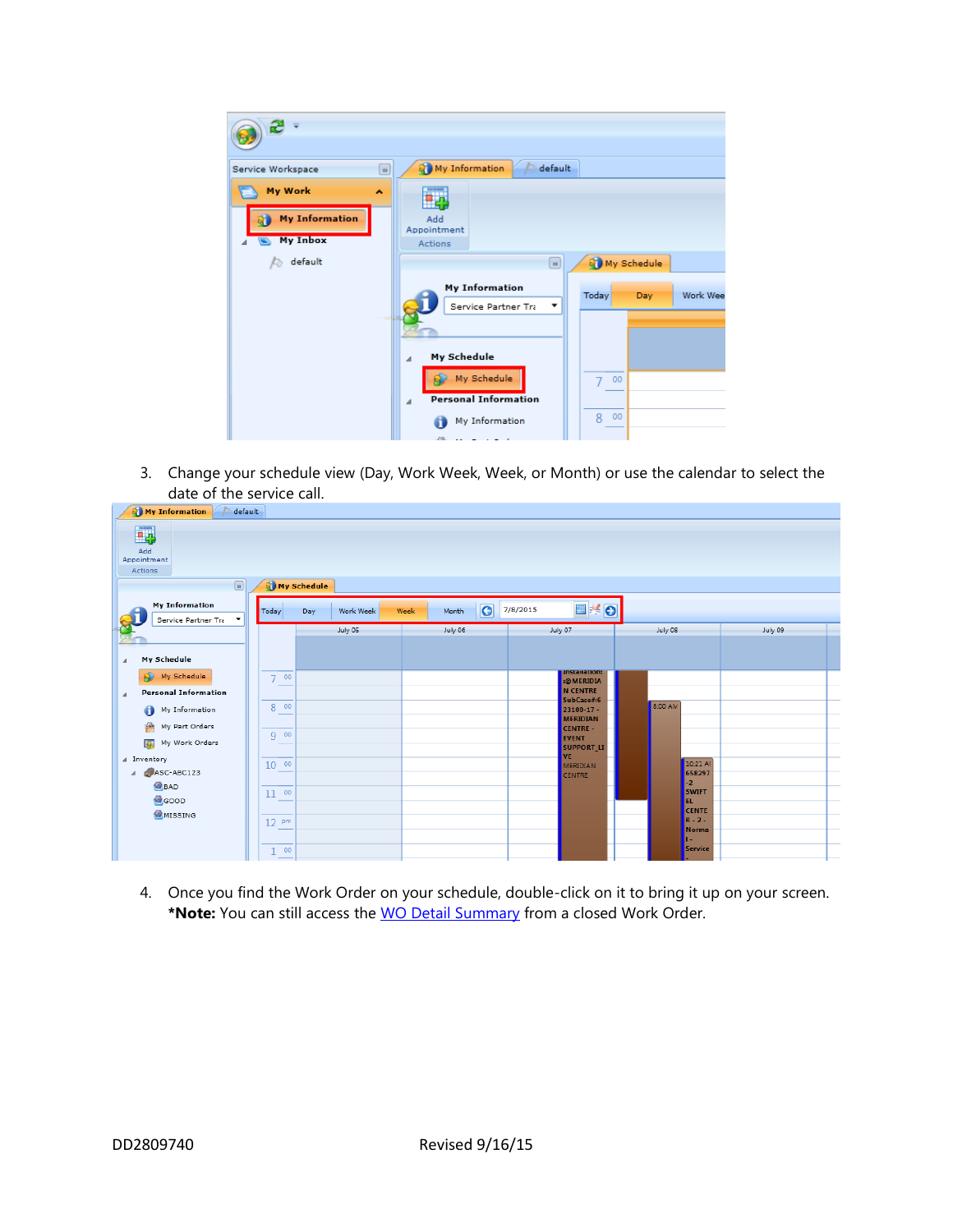3. Change your schedule view (Day, Work Week, Week, or Month) or use the calendar to select the date of the service call.

4. Once you find the Work Order on your schedule, double-click on it to bring it up on your screen. **\*Note:** You can still access the WO Detail Summary from a closed Work Order.

DD2809740 Revised 9/16/15